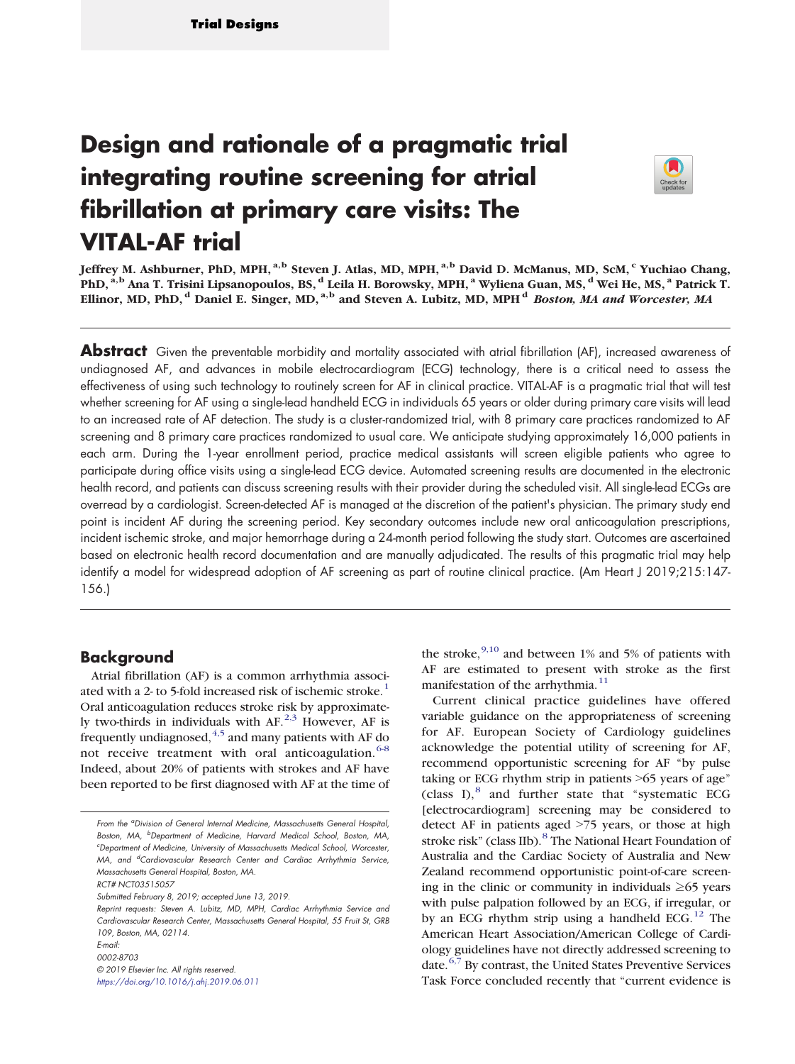Trial Designs

# Design and rationale of a pragmatic trial integrating routine screening for atrial fibrillation at primary care visits: The VITAL-AF trial

Jeffrey M. Ashburner, PhD, MPH,[a,b] Steven J. Atlas, MD, MPH,[a,b] David D. McManus, MD, ScM,[c] Yuchiao Chang, PhD,[a,b] Ana T. Trisini Lipsanopoulos, BS,[d] Leila H. Borowsky, MPH,[a] Wyliena Guan, MS,[d] Wei He, MS,[a] Patrick T. Ellinor, MD, PhD,[d] Daniel E. Singer, MD,[a,b] and Steven A. Lubitz, MD, MPH[d] *Boston, MA and Worcester, MA*

**Abstract** Given the preventable morbidity and mortality associated with atrial fibrillation (AF), increased awareness of undiagnosed AF, and advances in mobile electrocardiogram (ECG) technology, there is a critical need to assess the effectiveness of using such technology to routinely screen for AF in clinical practice. VITAL-AF is a pragmatic trial that will test whether screening for AF using a single-lead handheld ECG in individuals 65 years or older during primary care visits will lead to an increased rate of AF detection. The study is a cluster-randomized trial, with 8 primary care practices randomized to AF screening and 8 primary care practices randomized to usual care. We anticipate studying approximately 16,000 patients in each arm. During the 1-year enrollment period, practice medical assistants will screen eligible patients who agree to participate during office visits using a single-lead ECG device. Automated screening results are documented in the electronic health record, and patients can discuss screening results with their provider during the scheduled visit. All single-lead ECGs are overread by a cardiologist. Screen-detected AF is managed at the discretion of the patient's physician. The primary study end point is incident AF during the screening period. Key secondary outcomes include new oral anticoagulation prescriptions, incident ischemic stroke, and major hemorrhage during a 24-month period following the study start. Outcomes are ascertained based on electronic health record documentation and are manually adjudicated. The results of this pragmatic trial may help identify a model for widespread adoption of AF screening as part of routine clinical practice. (Am Heart J 2019;215:147-156.)

## Background

Atrial fibrillation (AF) is a common arrhythmia associated with a 2- to 5-fold increased risk of ischemic stroke.[1] Oral anticoagulation reduces stroke risk by approximately two-thirds in individuals with AF.[2,3] However, AF is frequently undiagnosed,[4,5] and many patients with AF do not receive treatment with oral anticoagulation.[6-8] Indeed, about 20% of patients with strokes and AF have been reported to be first diagnosed with AF at the time of the stroke,[9,10] and between 1% and 5% of patients with AF are estimated to present with stroke as the first manifestation of the arrhythmia.[11]

Current clinical practice guidelines have offered variable guidance on the appropriateness of screening for AF. European Society of Cardiology guidelines acknowledge the potential utility of screening for AF, recommend opportunistic screening for AF "by pulse taking or ECG rhythm strip in patients >65 years of age" (class I),[8] and further state that "systematic ECG [electrocardiogram] screening may be considered to detect AF in patients aged >75 years, or those at high stroke risk" (class IIb).[8] The National Heart Foundation of Australia and the Cardiac Society of Australia and New Zealand recommend opportunistic point-of-care screening in the clinic or community in individuals ≥65 years with pulse palpation followed by an ECG, if irregular, or by an ECG rhythm strip using a handheld ECG.[12] The American Heart Association/American College of Cardiology guidelines have not directly addressed screening to date.[6,7] By contrast, the United States Preventive Services Task Force concluded recently that "current evidence is

From the [a]Division of General Internal Medicine, Massachusetts General Hospital, Boston, MA, [b]Department of Medicine, Harvard Medical School, Boston, MA, [c]Department of Medicine, University of Massachusetts Medical School, Worcester, MA, and [d]Cardiovascular Research Center and Cardiac Arrhythmia Service, Massachusetts General Hospital, Boston, MA.

RCT# NCT03515057

Submitted February 8, 2019; accepted June 13, 2019.

Reprint requests: Steven A. Lubitz, MD, MPH, Cardiac Arrhythmia Service and Cardiovascular Research Center, Massachusetts General Hospital, 55 Fruit St, GRB 109, Boston, MA, 02114.

E-mail:

0002-8703

© 2019 Elsevier Inc. All rights reserved.

https://doi.org/10.1016/j.ahj.2019.06.011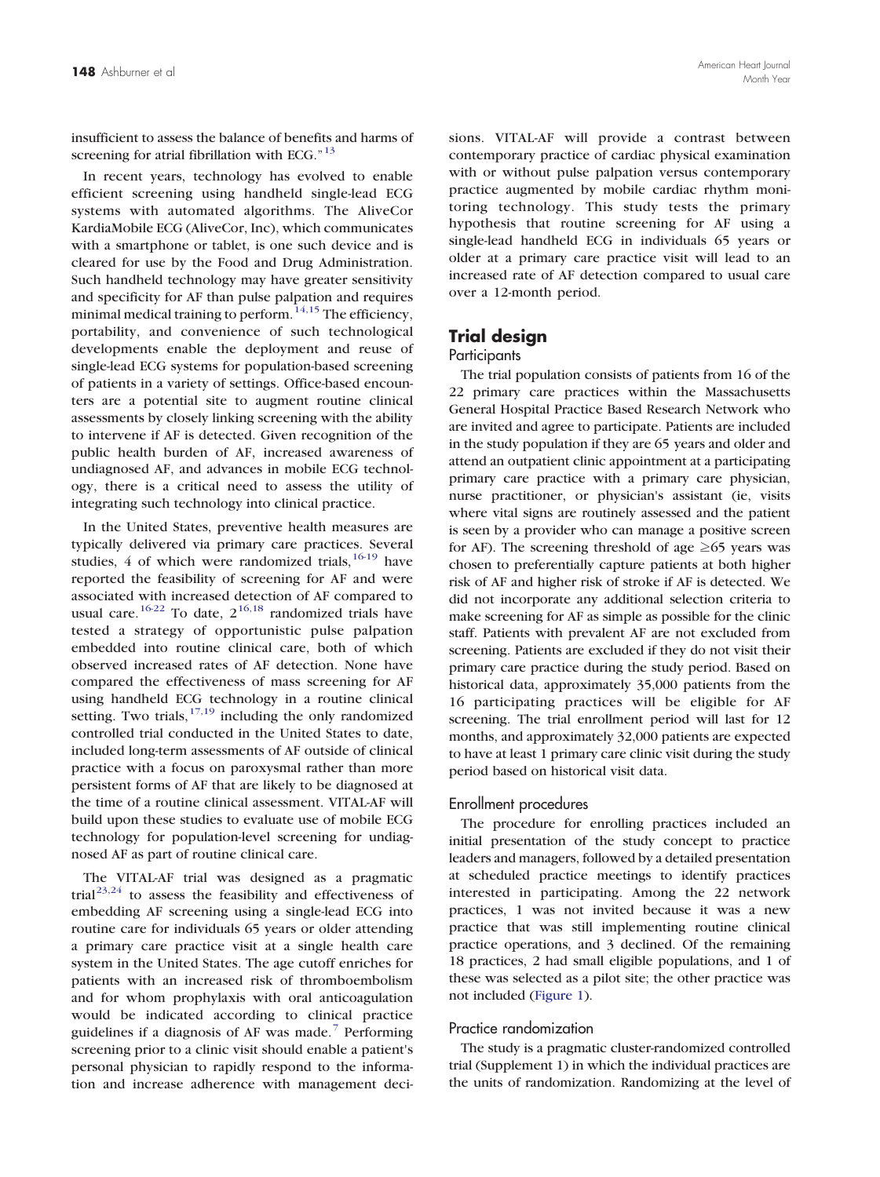insufficient to assess the balance of benefits and harms of screening for atrial fibrillation with ECG."[13]

In recent years, technology has evolved to enable efficient screening using handheld single-lead ECG systems with automated algorithms. The AliveCor KardiaMobile ECG (AliveCor, Inc), which communicates with a smartphone or tablet, is one such device and is cleared for use by the Food and Drug Administration. Such handheld technology may have greater sensitivity and specificity for AF than pulse palpation and requires minimal medical training to perform.[14,15] The efficiency, portability, and convenience of such technological developments enable the deployment and reuse of single-lead ECG systems for population-based screening of patients in a variety of settings. Office-based encounters are a potential site to augment routine clinical assessments by closely linking screening with the ability to intervene if AF is detected. Given recognition of the public health burden of AF, increased awareness of undiagnosed AF, and advances in mobile ECG technology, there is a critical need to assess the utility of integrating such technology into clinical practice.

In the United States, preventive health measures are typically delivered via primary care practices. Several studies, 4 of which were randomized trials,[16-19] have reported the feasibility of screening for AF and were associated with increased detection of AF compared to usual care.[16-22] To date, 2[16,18] randomized trials have tested a strategy of opportunistic pulse palpation embedded into routine clinical care, both of which observed increased rates of AF detection. None have compared the effectiveness of mass screening for AF using handheld ECG technology in a routine clinical setting. Two trials,[17,19] including the only randomized controlled trial conducted in the United States to date, included long-term assessments of AF outside of clinical practice with a focus on paroxysmal rather than more persistent forms of AF that are likely to be diagnosed at the time of a routine clinical assessment. VITAL-AF will build upon these studies to evaluate use of mobile ECG technology for population-level screening for undiagnosed AF as part of routine clinical care.

The VITAL-AF trial was designed as a pragmatic trial[23,24] to assess the feasibility and effectiveness of embedding AF screening using a single-lead ECG into routine care for individuals 65 years or older attending a primary care practice visit at a single health care system in the United States. The age cutoff enriches for patients with an increased risk of thromboembolism and for whom prophylaxis with oral anticoagulation would be indicated according to clinical practice guidelines if a diagnosis of AF was made.[7] Performing screening prior to a clinic visit should enable a patient's personal physician to rapidly respond to the information and increase adherence with management decisions. VITAL-AF will provide a contrast between contemporary practice of cardiac physical examination with or without pulse palpation versus contemporary practice augmented by mobile cardiac rhythm monitoring technology. This study tests the primary hypothesis that routine screening for AF using a single-lead handheld ECG in individuals 65 years or older at a primary care practice visit will lead to an increased rate of AF detection compared to usual care over a 12-month period.

## Trial design

### Participants

The trial population consists of patients from 16 of the 22 primary care practices within the Massachusetts General Hospital Practice Based Research Network who are invited and agree to participate. Patients are included in the study population if they are 65 years and older and attend an outpatient clinic appointment at a participating primary care practice with a primary care physician, nurse practitioner, or physician's assistant (ie, visits where vital signs are routinely assessed and the patient is seen by a provider who can manage a positive screen for AF). The screening threshold of age ≥65 years was chosen to preferentially capture patients at both higher risk of AF and higher risk of stroke if AF is detected. We did not incorporate any additional selection criteria to make screening for AF as simple as possible for the clinic staff. Patients with prevalent AF are not excluded from screening. Patients are excluded if they do not visit their primary care practice during the study period. Based on historical data, approximately 35,000 patients from the 16 participating practices will be eligible for AF screening. The trial enrollment period will last for 12 months, and approximately 32,000 patients are expected to have at least 1 primary care clinic visit during the study period based on historical visit data.

### Enrollment procedures

The procedure for enrolling practices included an initial presentation of the study concept to practice leaders and managers, followed by a detailed presentation at scheduled practice meetings to identify practices interested in participating. Among the 22 network practices, 1 was not invited because it was a new practice that was still implementing routine clinical practice operations, and 3 declined. Of the remaining 18 practices, 2 had small eligible populations, and 1 of these was selected as a pilot site; the other practice was not included (Figure 1).

### Practice randomization

The study is a pragmatic cluster-randomized controlled trial (Supplement 1) in which the individual practices are the units of randomization. Randomizing at the level of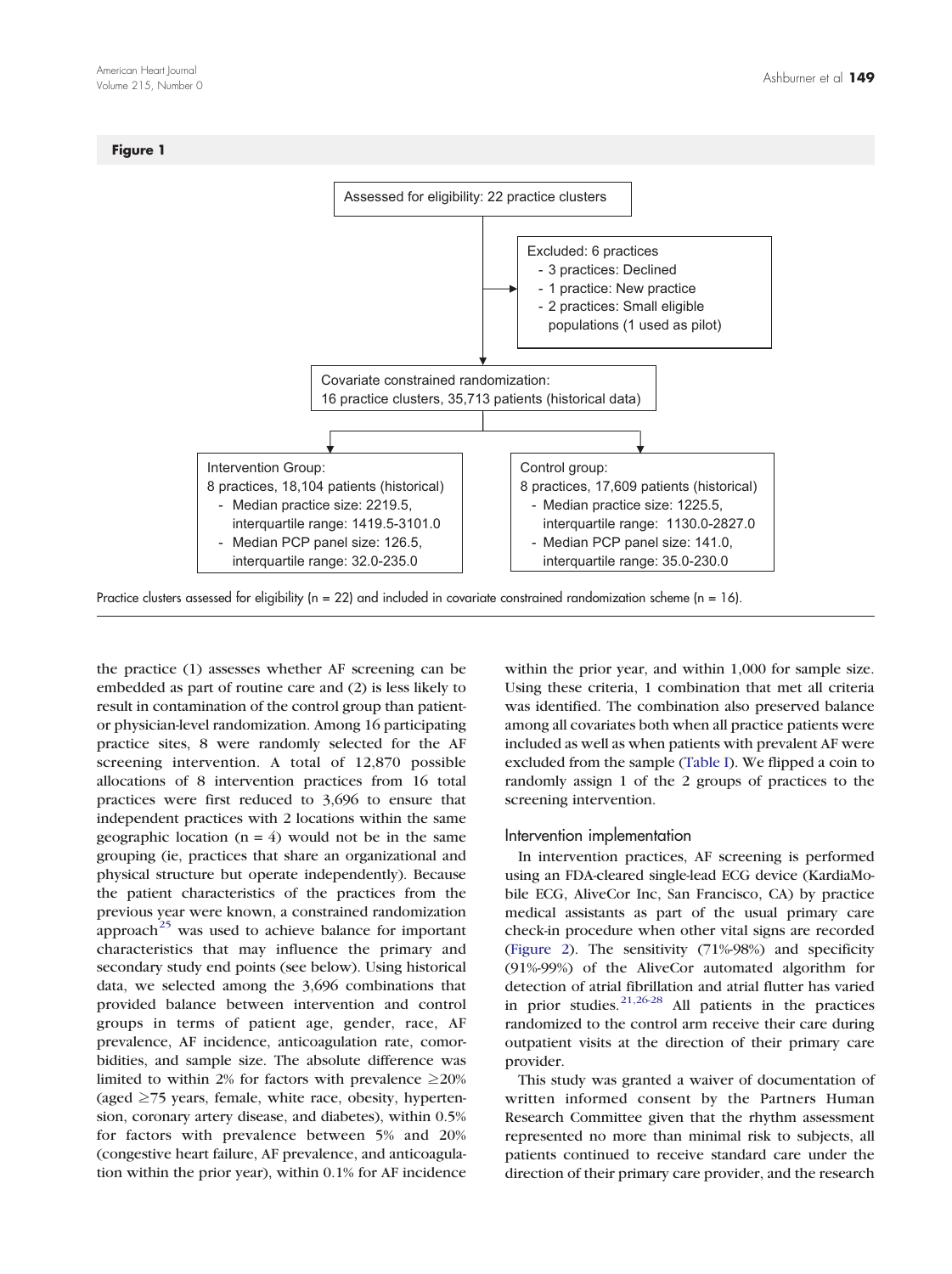**Figure 1**

Assessed for eligibility: 22 practice clusters

Excluded: 6 practices
- 3 practices: Declined
- 1 practice: New practice
- 2 practices: Small eligible populations (1 used as pilot)

Covariate constrained randomization: 16 practice clusters, 35,713 patients (historical data)

Intervention Group: 8 practices, 18,104 patients (historical)
- Median practice size: 2219.5, interquartile range: 1419.5-3101.0
- Median PCP panel size: 126.5, interquartile range: 32.0-235.0

Control group: 8 practices, 17,609 patients (historical)
- Median practice size: 1225.5, interquartile range: 1130.0-2827.0
- Median PCP panel size: 141.0, interquartile range: 35.0-230.0

Practice clusters assessed for eligibility (n = 22) and included in covariate constrained randomization scheme (n = 16).

the practice (1) assesses whether AF screening can be embedded as part of routine care and (2) is less likely to result in contamination of the control group than patient- or physician-level randomization. Among 16 participating practice sites, 8 were randomly selected for the AF screening intervention. A total of 12,870 possible allocations of 8 intervention practices from 16 total practices were first reduced to 3,696 to ensure that independent practices with 2 locations within the same geographic location (n = 4) would not be in the same grouping (ie, practices that share an organizational and physical structure but operate independently). Because the patient characteristics of the practices from the previous year were known, a constrained randomization approach[25] was used to achieve balance for important characteristics that may influence the primary and secondary study end points (see below). Using historical data, we selected among the 3,696 combinations that provided balance between intervention and control groups in terms of patient age, gender, race, AF prevalence, AF incidence, anticoagulation rate, comorbidities, and sample size. The absolute difference was limited to within 2% for factors with prevalence ≥20% (aged ≥75 years, female, white race, obesity, hypertension, coronary artery disease, and diabetes), within 0.5% for factors with prevalence between 5% and 20% (congestive heart failure, AF prevalence, and anticoagulation within the prior year), within 0.1% for AF incidence within the prior year, and within 1,000 for sample size. Using these criteria, 1 combination that met all criteria was identified. The combination also preserved balance among all covariates both when all practice patients were included as well as when patients with prevalent AF were excluded from the sample (Table I). We flipped a coin to randomly assign 1 of the 2 groups of practices to the screening intervention.

## Intervention implementation

In intervention practices, AF screening is performed using an FDA-cleared single-lead ECG device (KardiaMobile ECG, AliveCor Inc, San Francisco, CA) by practice medical assistants as part of the usual primary care check-in procedure when other vital signs are recorded (Figure 2). The sensitivity (71%-98%) and specificity (91%-99%) of the AliveCor automated algorithm for detection of atrial fibrillation and atrial flutter has varied in prior studies.[21,26-28] All patients in the practices randomized to the control arm receive their care during outpatient visits at the direction of their primary care provider.

This study was granted a waiver of documentation of written informed consent by the Partners Human Research Committee given that the rhythm assessment represented no more than minimal risk to subjects, all patients continued to receive standard care under the direction of their primary care provider, and the research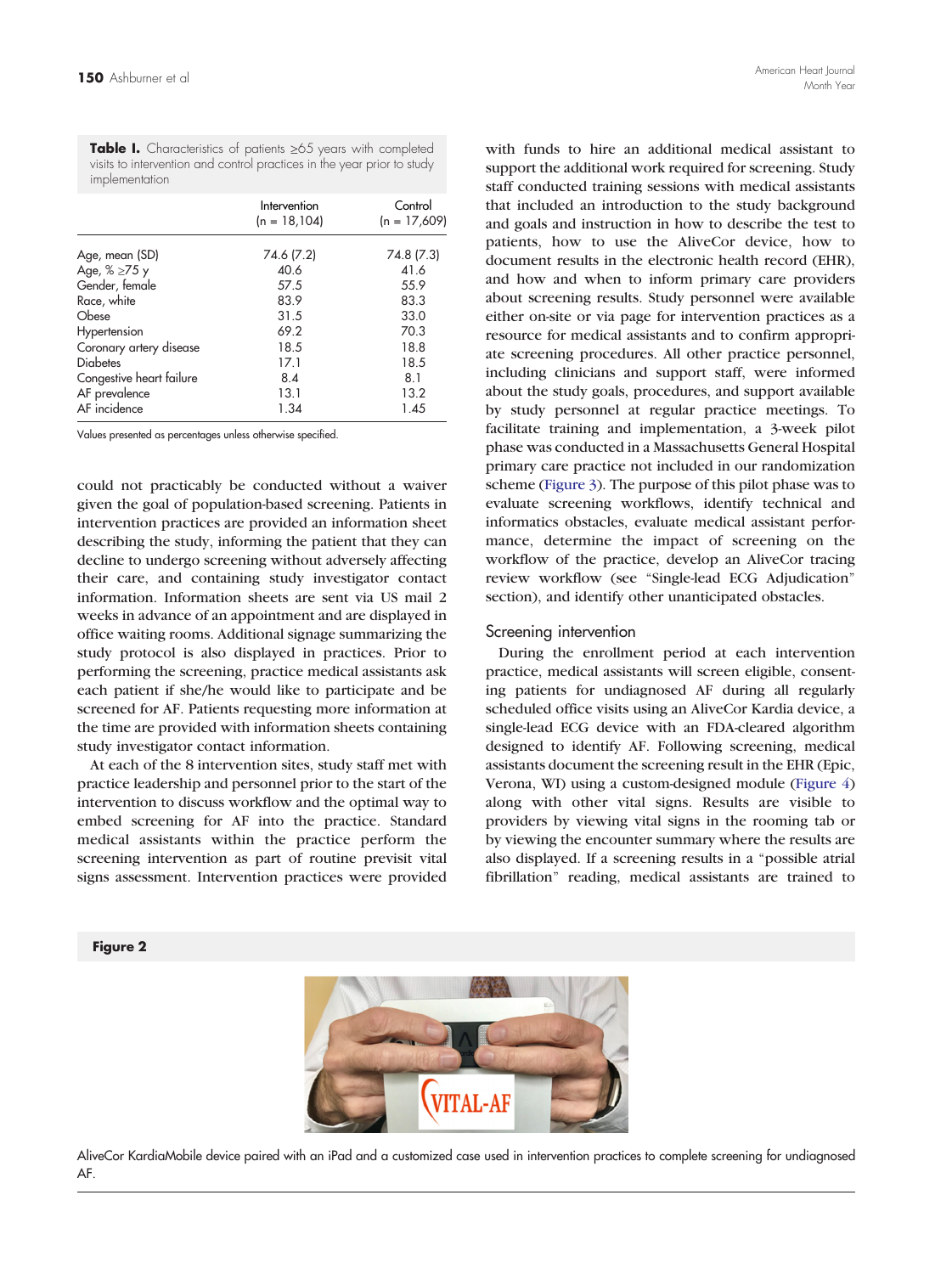**Table I.** Characteristics of patients ≥65 years with completed visits to intervention and control practices in the year prior to study implementation

| | Intervention (n = 18,104) | Control (n = 17,609) |
|---|---|---|
| Age, mean (SD) | 74.6 (7.2) | 74.8 (7.3) |
| Age, % ≥75 y | 40.6 | 41.6 |
| Gender, female | 57.5 | 55.9 |
| Race, white | 83.9 | 83.3 |
| Obese | 31.5 | 33.0 |
| Hypertension | 69.2 | 70.3 |
| Coronary artery disease | 18.5 | 18.8 |
| Diabetes | 17.1 | 18.5 |
| Congestive heart failure | 8.4 | 8.1 |
| AF prevalence | 13.1 | 13.2 |
| AF incidence | 1.34 | 1.45 |

Values presented as percentages unless otherwise specified.

could not practicably be conducted without a waiver given the goal of population-based screening. Patients in intervention practices are provided an information sheet describing the study, informing the patient that they can decline to undergo screening without adversely affecting their care, and containing study investigator contact information. Information sheets are sent via US mail 2 weeks in advance of an appointment and are displayed in office waiting rooms. Additional signage summarizing the study protocol is also displayed in practices. Prior to performing the screening, practice medical assistants ask each patient if she/he would like to participate and be screened for AF. Patients requesting more information at the time are provided with information sheets containing study investigator contact information.

At each of the 8 intervention sites, study staff met with practice leadership and personnel prior to the start of the intervention to discuss workflow and the optimal way to embed screening for AF into the practice. Standard medical assistants within the practice perform the screening intervention as part of routine previsit vital signs assessment. Intervention practices were provided with funds to hire an additional medical assistant to support the additional work required for screening. Study staff conducted training sessions with medical assistants that included an introduction to the study background and goals and instruction in how to describe the test to patients, how to use the AliveCor device, how to document results in the electronic health record (EHR), and how and when to inform primary care providers about screening results. Study personnel were available either on-site or via page for intervention practices as a resource for medical assistants and to confirm appropriate screening procedures. All other practice personnel, including clinicians and support staff, were informed about the study goals, procedures, and support available by study personnel at regular practice meetings. To facilitate training and implementation, a 3-week pilot phase was conducted in a Massachusetts General Hospital primary care practice not included in our randomization scheme (Figure 3). The purpose of this pilot phase was to evaluate screening workflows, identify technical and informatics obstacles, evaluate medical assistant performance, determine the impact of screening on the workflow of the practice, develop an AliveCor tracing review workflow (see "Single-lead ECG Adjudication" section), and identify other unanticipated obstacles.

## Screening intervention

During the enrollment period at each intervention practice, medical assistants will screen eligible, consenting patients for undiagnosed AF during all regularly scheduled office visits using an AliveCor Kardia device, a single-lead ECG device with an FDA-cleared algorithm designed to identify AF. Following screening, medical assistants document the screening result in the EHR (Epic, Verona, WI) using a custom-designed module (Figure 4) along with other vital signs. Results are visible to providers by viewing vital signs in the rooming tab or by viewing the encounter summary where the results are also displayed. If a screening results in a "possible atrial fibrillation" reading, medical assistants are trained to

**Figure 2**

AliveCor KardiaMobile device paired with an iPad and a customized case used in intervention practices to complete screening for undiagnosed AF.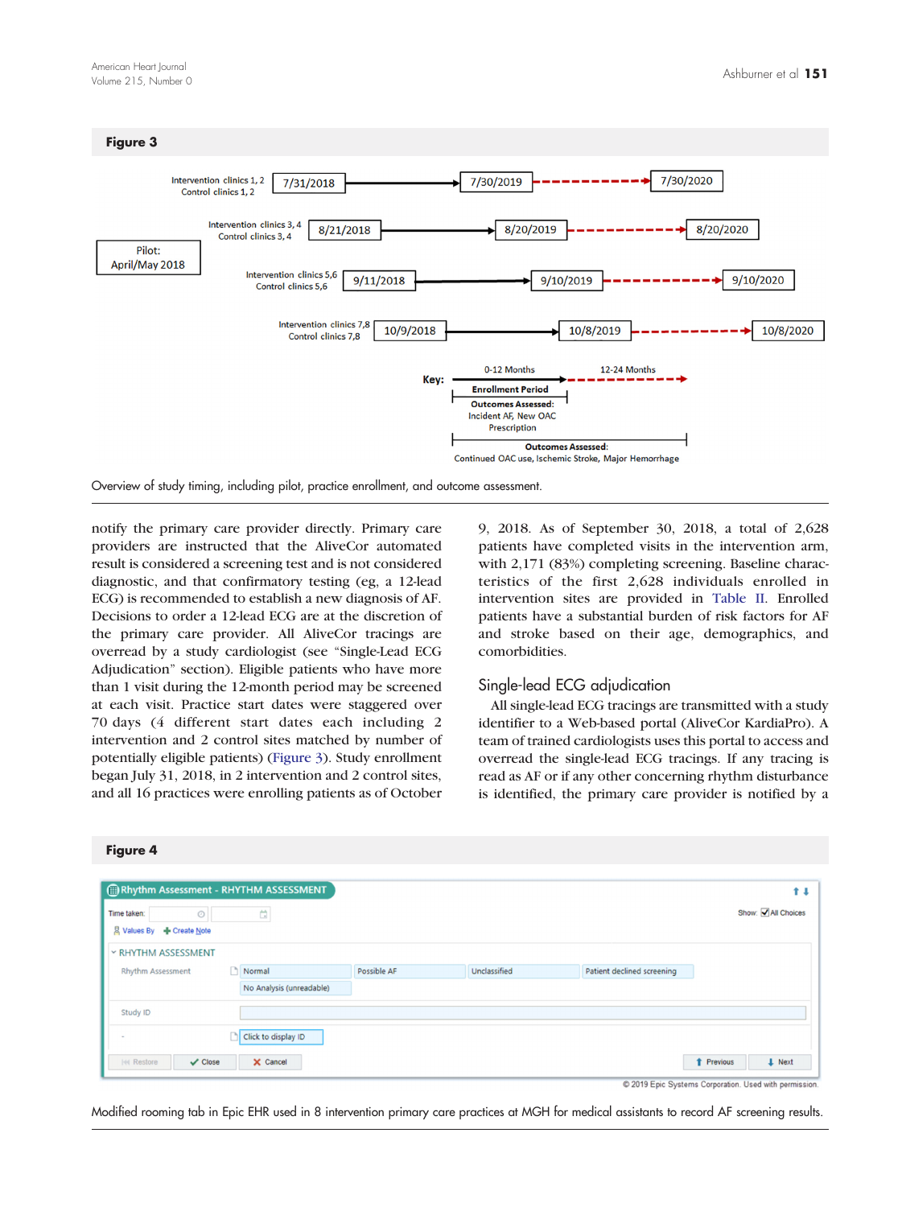**Figure 3**

Overview of study timing, including pilot, practice enrollment, and outcome assessment.

notify the primary care provider directly. Primary care providers are instructed that the AliveCor automated result is considered a screening test and is not considered diagnostic, and that confirmatory testing (eg, a 12-lead ECG) is recommended to establish a new diagnosis of AF. Decisions to order a 12-lead ECG are at the discretion of the primary care provider. All AliveCor tracings are overread by a study cardiologist (see "Single-Lead ECG Adjudication" section). Eligible patients who have more than 1 visit during the 12-month period may be screened at each visit. Practice start dates were staggered over 70 days (4 different start dates each including 2 intervention and 2 control sites matched by number of potentially eligible patients) (Figure 3). Study enrollment began July 31, 2018, in 2 intervention and 2 control sites, and all 16 practices were enrolling patients as of October 9, 2018. As of September 30, 2018, a total of 2,628 patients have completed visits in the intervention arm, with 2,171 (83%) completing screening. Baseline characteristics of the first 2,628 individuals enrolled in intervention sites are provided in Table II. Enrolled patients have a substantial burden of risk factors for AF and stroke based on their age, demographics, and comorbidities.

## Single-lead ECG adjudication

All single-lead ECG tracings are transmitted with a study identifier to a Web-based portal (AliveCor KardiaPro). A team of trained cardiologists uses this portal to access and overread the single-lead ECG tracings. If any tracing is read as AF or if any other concerning rhythm disturbance is identified, the primary care provider is notified by a

**Figure 4**

Modified rooming tab in Epic EHR used in 8 intervention primary care practices at MGH for medical assistants to record AF screening results.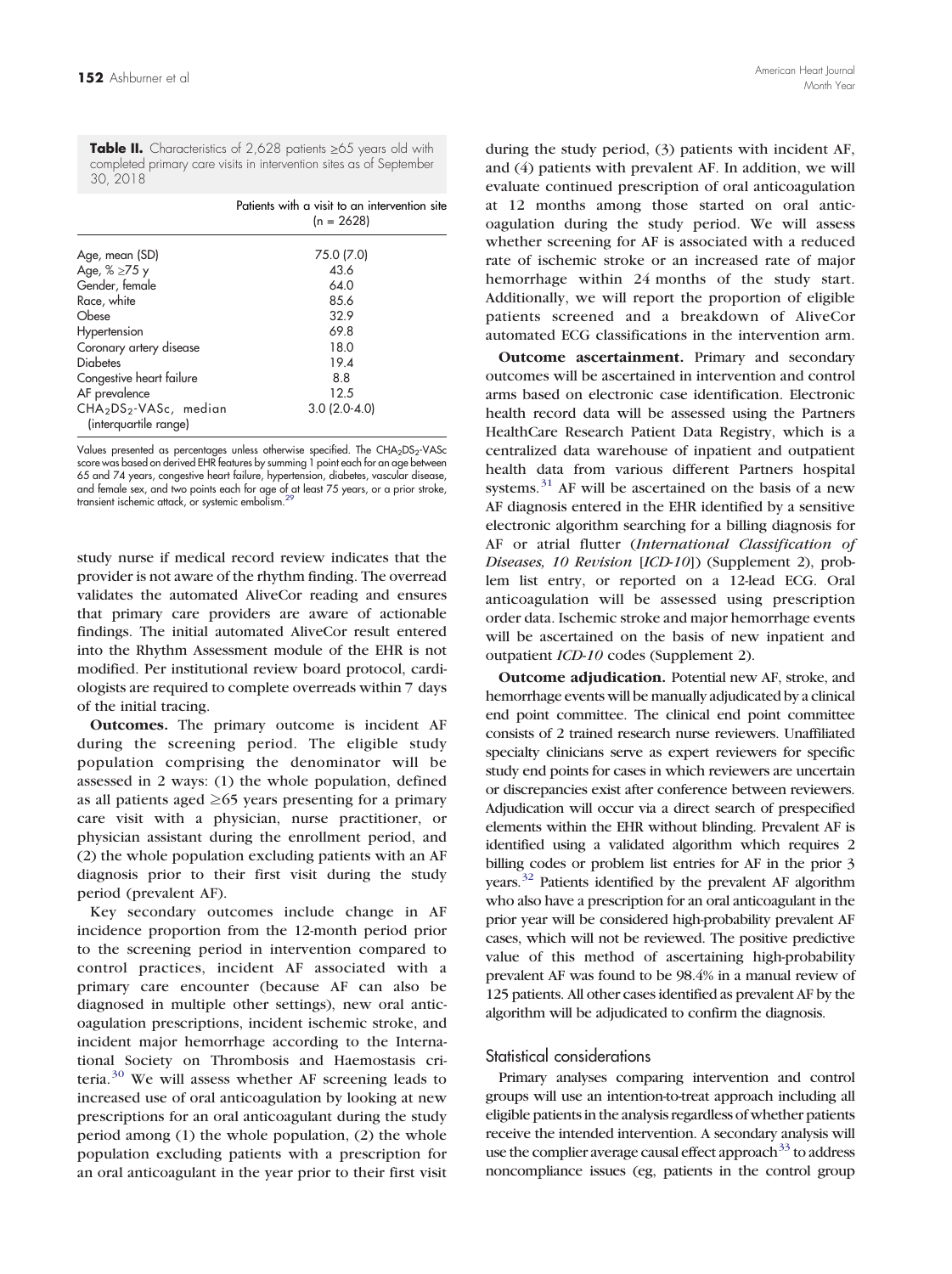**Table II.** Characteristics of 2,628 patients ≥65 years old with completed primary care visits in intervention sites as of September 30, 2018

| | Patients with a visit to an intervention site (n = 2628) |
|---|---|
| Age, mean (SD) | 75.0 (7.0) |
| Age, % ≥75 y | 43.6 |
| Gender, female | 64.0 |
| Race, white | 85.6 |
| Obese | 32.9 |
| Hypertension | 69.8 |
| Coronary artery disease | 18.0 |
| Diabetes | 19.4 |
| Congestive heart failure | 8.8 |
| AF prevalence | 12.5 |
| $CHA_2DS_2$-VASc, median (interquartile range) | 3.0 (2.0-4.0) |

Values presented as percentages unless otherwise specified. The $CHA_2DS_2$-VASc score was based on derived EHR features by summing 1 point each for an age between 65 and 74 years, congestive heart failure, hypertension, diabetes, vascular disease, and female sex, and two points each for age of at least 75 years, or a prior stroke, transient ischemic attack, or systemic embolism.[29]

study nurse if medical record review indicates that the provider is not aware of the rhythm finding. The overread validates the automated AliveCor reading and ensures that primary care providers are aware of actionable findings. The initial automated AliveCor result entered into the Rhythm Assessment module of the EHR is not modified. Per institutional review board protocol, cardiologists are required to complete overreads within 7 days of the initial tracing.

**Outcomes.** The primary outcome is incident AF during the screening period. The eligible study population comprising the denominator will be assessed in 2 ways: (1) the whole population, defined as all patients aged ≥65 years presenting for a primary care visit with a physician, nurse practitioner, or physician assistant during the enrollment period, and (2) the whole population excluding patients with an AF diagnosis prior to their first visit during the study period (prevalent AF).

Key secondary outcomes include change in AF incidence proportion from the 12-month period prior to the screening period in intervention compared to control practices, incident AF associated with a primary care encounter (because AF can also be diagnosed in multiple other settings), new oral anticoagulation prescriptions, incident ischemic stroke, and incident major hemorrhage according to the International Society on Thrombosis and Haemostasis criteria.[30] We will assess whether AF screening leads to increased use of oral anticoagulation by looking at new prescriptions for an oral anticoagulant during the study period among (1) the whole population, (2) the whole population excluding patients with a prescription for an oral anticoagulant in the year prior to their first visit during the study period, (3) patients with incident AF, and (4) patients with prevalent AF. In addition, we will evaluate continued prescription of oral anticoagulation at 12 months among those started on oral anticoagulation during the study period. We will assess whether screening for AF is associated with a reduced rate of ischemic stroke or an increased rate of major hemorrhage within 24 months of the study start. Additionally, we will report the proportion of eligible patients screened and a breakdown of AliveCor automated ECG classifications in the intervention arm.

**Outcome ascertainment.** Primary and secondary outcomes will be ascertained in intervention and control arms based on electronic case identification. Electronic health record data will be assessed using the Partners HealthCare Research Patient Data Registry, which is a centralized data warehouse of inpatient and outpatient health data from various different Partners hospital systems.[31] AF will be ascertained on the basis of a new AF diagnosis entered in the EHR identified by a sensitive electronic algorithm searching for a billing diagnosis for AF or atrial flutter (*International Classification of Diseases, 10 Revision* [*ICD-10*]) (Supplement 2), problem list entry, or reported on a 12-lead ECG. Oral anticoagulation will be assessed using prescription order data. Ischemic stroke and major hemorrhage events will be ascertained on the basis of new inpatient and outpatient *ICD-10* codes (Supplement 2).

**Outcome adjudication.** Potential new AF, stroke, and hemorrhage events will be manually adjudicated by a clinical end point committee. The clinical end point committee consists of 2 trained research nurse reviewers. Unaffiliated specialty clinicians serve as expert reviewers for specific study end points for cases in which reviewers are uncertain or discrepancies exist after conference between reviewers. Adjudication will occur via a direct search of prespecified elements within the EHR without blinding. Prevalent AF is identified using a validated algorithm which requires 2 billing codes or problem list entries for AF in the prior 3 years.[32] Patients identified by the prevalent AF algorithm who also have a prescription for an oral anticoagulant in the prior year will be considered high-probability prevalent AF cases, which will not be reviewed. The positive predictive value of this method of ascertaining high-probability prevalent AF was found to be 98.4% in a manual review of 125 patients. All other cases identified as prevalent AF by the algorithm will be adjudicated to confirm the diagnosis.

## Statistical considerations

Primary analyses comparing intervention and control groups will use an intention-to-treat approach including all eligible patients in the analysis regardless of whether patients receive the intended intervention. A secondary analysis will use the complier average causal effect approach[33] to address noncompliance issues (eg, patients in the control group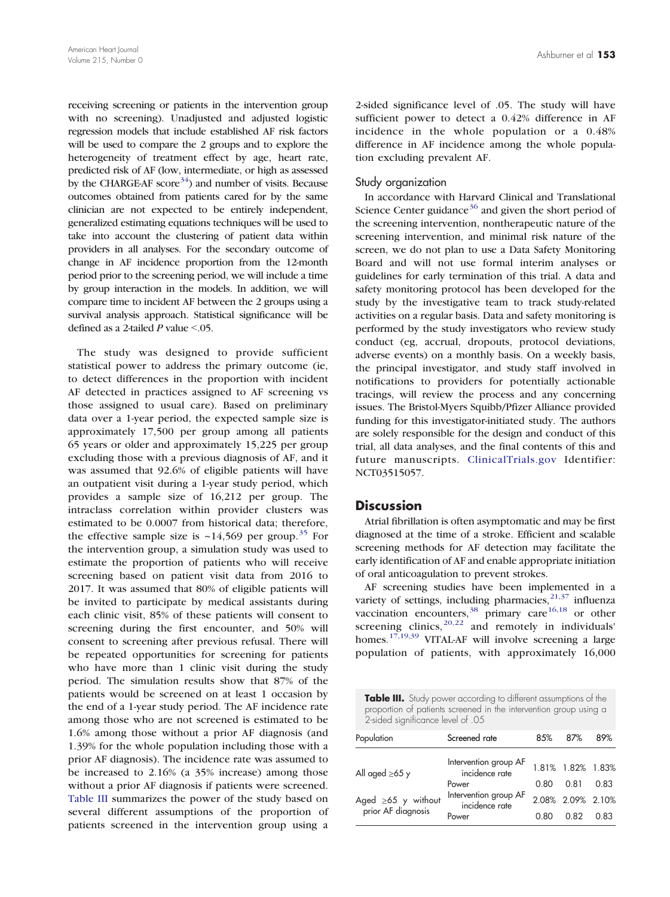receiving screening or patients in the intervention group with no screening). Unadjusted and adjusted logistic regression models that include established AF risk factors will be used to compare the 2 groups and to explore the heterogeneity of treatment effect by age, heart rate, predicted risk of AF (low, intermediate, or high as assessed by the CHARGE-AF score[34]) and number of visits. Because outcomes obtained from patients cared for by the same clinician are not expected to be entirely independent, generalized estimating equations techniques will be used to take into account the clustering of patient data within providers in all analyses. For the secondary outcome of change in AF incidence proportion from the 12-month period prior to the screening period, we will include a time by group interaction in the models. In addition, we will compare time to incident AF between the 2 groups using a survival analysis approach. Statistical significance will be defined as a 2-tailed *P* value <.05.

The study was designed to provide sufficient statistical power to address the primary outcome (ie, to detect differences in the proportion with incident AF detected in practices assigned to AF screening vs those assigned to usual care). Based on preliminary data over a 1-year period, the expected sample size is approximately 17,500 per group among all patients 65 years or older and approximately 15,225 per group excluding those with a previous diagnosis of AF, and it was assumed that 92.6% of eligible patients will have an outpatient visit during a 1-year study period, which provides a sample size of 16,212 per group. The intraclass correlation within provider clusters was estimated to be 0.0007 from historical data; therefore, the effective sample size is ~14,569 per group.[35] For the intervention group, a simulation study was used to estimate the proportion of patients who will receive screening based on patient visit data from 2016 to 2017. It was assumed that 80% of eligible patients will be invited to participate by medical assistants during each clinic visit, 85% of these patients will consent to screening during the first encounter, and 50% will consent to screening after previous refusal. There will be repeated opportunities for screening for patients who have more than 1 clinic visit during the study period. The simulation results show that 87% of the patients would be screened on at least 1 occasion by the end of a 1-year study period. The AF incidence rate among those who are not screened is estimated to be 1.6% among those without a prior AF diagnosis (and 1.39% for the whole population including those with a prior AF diagnosis). The incidence rate was assumed to be increased to 2.16% (a 35% increase) among those without a prior AF diagnosis if patients were screened. Table III summarizes the power of the study based on several different assumptions of the proportion of patients screened in the intervention group using a 2-sided significance level of .05. The study will have sufficient power to detect a 0.42% difference in AF incidence in the whole population or a 0.48% difference in AF incidence among the whole population excluding prevalent AF.

## Study organization

In accordance with Harvard Clinical and Translational Science Center guidance[36] and given the short period of the screening intervention, nontherapeutic nature of the screening intervention, and minimal risk nature of the screen, we do not plan to use a Data Safety Monitoring Board and will not use formal interim analyses or guidelines for early termination of this trial. A data and safety monitoring protocol has been developed for the study by the investigative team to track study-related activities on a regular basis. Data and safety monitoring is performed by the study investigators who review study conduct (eg, accrual, dropouts, protocol deviations, adverse events) on a monthly basis. On a weekly basis, the principal investigator, and study staff involved in notifications to providers for potentially actionable tracings, will review the process and any concerning issues. The Bristol-Myers Squibb/Pfizer Alliance provided funding for this investigator-initiated study. The authors are solely responsible for the design and conduct of this trial, all data analyses, and the final contents of this and future manuscripts. ClinicalTrials.gov Identifier: NCT03515057.

# Discussion

Atrial fibrillation is often asymptomatic and may be first diagnosed at the time of a stroke. Efficient and scalable screening methods for AF detection may facilitate the early identification of AF and enable appropriate initiation of oral anticoagulation to prevent strokes.

AF screening studies have been implemented in a variety of settings, including pharmacies,[21,37] influenza vaccination encounters,[38] primary care[16,18] or other screening clinics,[20,22] and remotely in individuals' homes.[17,19,39] VITAL-AF will involve screening a large population of patients, with approximately 16,000

**Table III.** Study power according to different assumptions of the proportion of patients screened in the intervention group using a 2-sided significance level of .05

| Population | Screened rate | 85% | 87% | 89% |
|---|---|---|---|---|
| All aged ≥65 y | Intervention group AF incidence rate | 1.81% | 1.82% | 1.83% |
| | Power | 0.80 | 0.81 | 0.83 |
| Aged ≥65 y without prior AF diagnosis | Intervention group AF incidence rate | 2.08% | 2.09% | 2.10% |
| | Power | 0.80 | 0.82 | 0.83 |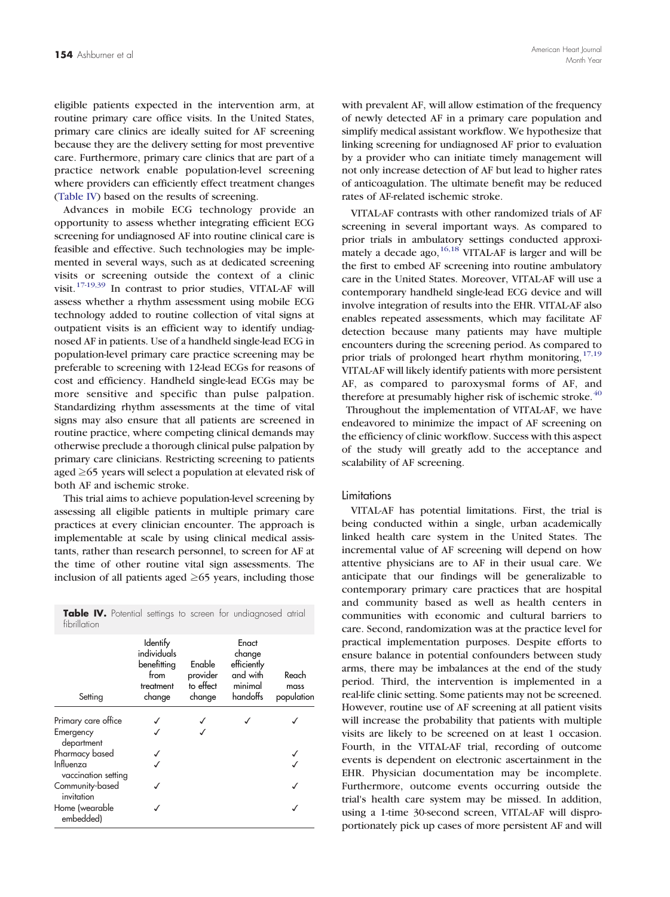eligible patients expected in the intervention arm, at routine primary care office visits. In the United States, primary care clinics are ideally suited for AF screening because they are the delivery setting for most preventive care. Furthermore, primary care clinics that are part of a practice network enable population-level screening where providers can efficiently effect treatment changes (Table IV) based on the results of screening.

Advances in mobile ECG technology provide an opportunity to assess whether integrating efficient ECG screening for undiagnosed AF into routine clinical care is feasible and effective. Such technologies may be implemented in several ways, such as at dedicated screening visits or screening outside the context of a clinic visit.[17-19,39] In contrast to prior studies, VITAL-AF will assess whether a rhythm assessment using mobile ECG technology added to routine collection of vital signs at outpatient visits is an efficient way to identify undiagnosed AF in patients. Use of a handheld single-lead ECG in population-level primary care practice screening may be preferable to screening with 12-lead ECGs for reasons of cost and efficiency. Handheld single-lead ECGs may be more sensitive and specific than pulse palpation. Standardizing rhythm assessments at the time of vital signs may also ensure that all patients are screened in routine practice, where competing clinical demands may otherwise preclude a thorough clinical pulse palpation by primary care clinicians. Restricting screening to patients aged ≥65 years will select a population at elevated risk of both AF and ischemic stroke.

This trial aims to achieve population-level screening by assessing all eligible patients in multiple primary care practices at every clinician encounter. The approach is implementable at scale by using clinical medical assistants, rather than research personnel, to screen for AF at the time of other routine vital sign assessments. The inclusion of all patients aged ≥65 years, including those with prevalent AF, will allow estimation of the frequency of newly detected AF in a primary care population and simplify medical assistant workflow. We hypothesize that linking screening for undiagnosed AF prior to evaluation by a provider who can initiate timely management will not only increase detection of AF but lead to higher rates of anticoagulation. The ultimate benefit may be reduced rates of AF-related ischemic stroke.

**Table IV.** Potential settings to screen for undiagnosed atrial fibrillation

| Setting | Identify individuals benefitting from treatment change | Enable provider to effect change | Enact change efficiently and with minimal handoffs | Reach mass population |
|---|---|---|---|---|
| Primary care office | ✓ | ✓ | ✓ | ✓ |
| Emergency department | ✓ | ✓ | | |
| Pharmacy based | ✓ | | | ✓ |
| Influenza vaccination setting | ✓ | | | ✓ |
| Community-based invitation | ✓ | | | ✓ |
| Home (wearable embedded) | ✓ | | | ✓ |

VITAL-AF contrasts with other randomized trials of AF screening in several important ways. As compared to prior trials in ambulatory settings conducted approximately a decade ago,[16,18] VITAL-AF is larger and will be the first to embed AF screening into routine ambulatory care in the United States. Moreover, VITAL-AF will use a contemporary handheld single-lead ECG device and will involve integration of results into the EHR. VITAL-AF also enables repeated assessments, which may facilitate AF detection because many patients may have multiple encounters during the screening period. As compared to prior trials of prolonged heart rhythm monitoring,[17,19] VITAL-AF will likely identify patients with more persistent AF, as compared to paroxysmal forms of AF, and therefore at presumably higher risk of ischemic stroke.[40] Throughout the implementation of VITAL-AF, we have endeavored to minimize the impact of AF screening on the efficiency of clinic workflow. Success with this aspect of the study will greatly add to the acceptance and scalability of AF screening.

## Limitations

VITAL-AF has potential limitations. First, the trial is being conducted within a single, urban academically linked health care system in the United States. The incremental value of AF screening will depend on how attentive physicians are to AF in their usual care. We anticipate that our findings will be generalizable to contemporary primary care practices that are hospital and community based as well as health centers in communities with economic and cultural barriers to care. Second, randomization was at the practice level for practical implementation purposes. Despite efforts to ensure balance in potential confounders between study arms, there may be imbalances at the end of the study period. Third, the intervention is implemented in a real-life clinic setting. Some patients may not be screened. However, routine use of AF screening at all patient visits will increase the probability that patients with multiple visits are likely to be screened on at least 1 occasion. Fourth, in the VITAL-AF trial, recording of outcome events is dependent on electronic ascertainment in the EHR. Physician documentation may be incomplete. Furthermore, outcome events occurring outside the trial's health care system may be missed. In addition, using a 1-time 30-second screen, VITAL-AF will disproportionately pick up cases of more persistent AF and will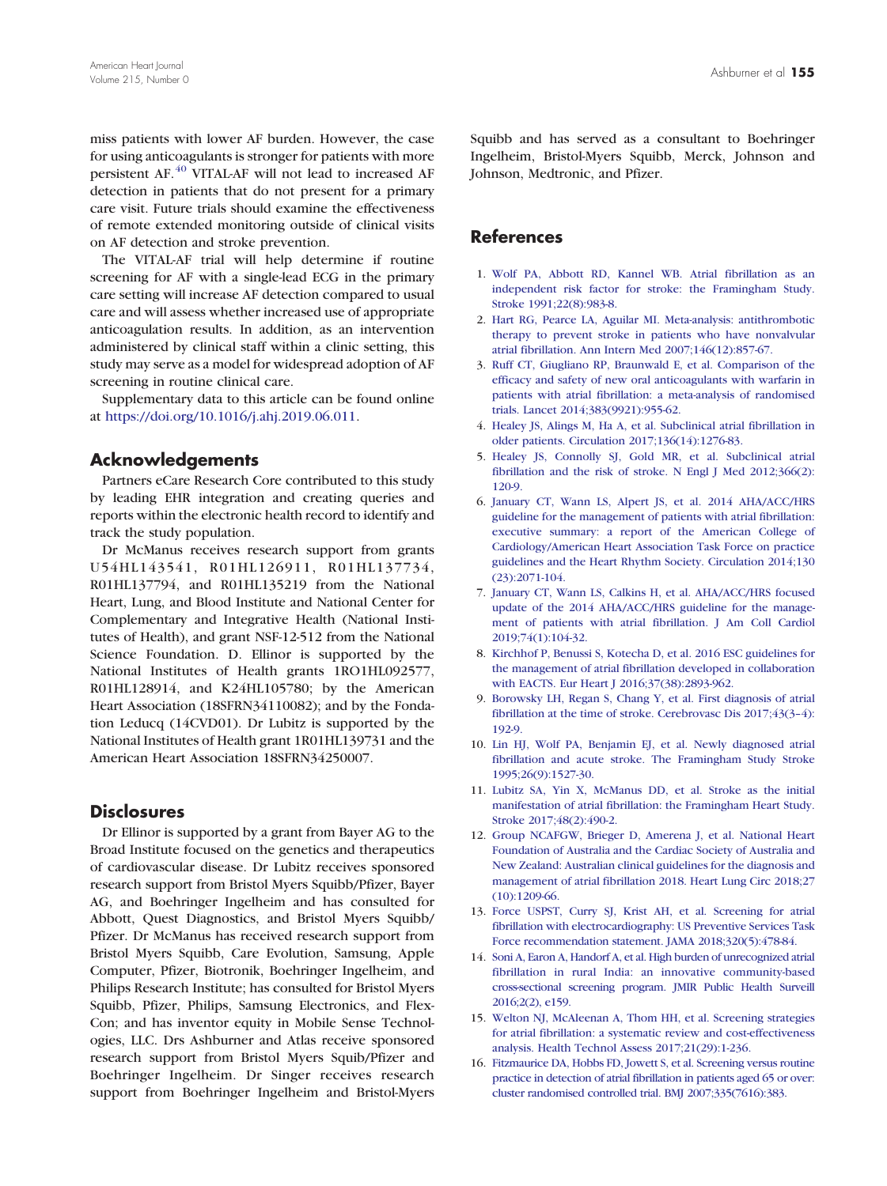miss patients with lower AF burden. However, the case for using anticoagulants is stronger for patients with more persistent AF.[40] VITAL-AF will not lead to increased AF detection in patients that do not present for a primary care visit. Future trials should examine the effectiveness of remote extended monitoring outside of clinical visits on AF detection and stroke prevention.

The VITAL-AF trial will help determine if routine screening for AF with a single-lead ECG in the primary care setting will increase AF detection compared to usual care and will assess whether increased use of appropriate anticoagulation results. In addition, as an intervention administered by clinical staff within a clinic setting, this study may serve as a model for widespread adoption of AF screening in routine clinical care.

Supplementary data to this article can be found online at https://doi.org/10.1016/j.ahj.2019.06.011.

## Acknowledgements

Partners eCare Research Core contributed to this study by leading EHR integration and creating queries and reports within the electronic health record to identify and track the study population.

Dr McManus receives research support from grants U54HL143541, R01HL126911, R01HL137734, R01HL137794, and R01HL135219 from the National Heart, Lung, and Blood Institute and National Center for Complementary and Integrative Health (National Institutes of Health), and grant NSF-12-512 from the National Science Foundation. D. Ellinor is supported by the National Institutes of Health grants 1RO1HL092577, R01HL128914, and K24HL105780; by the American Heart Association (18SFRN34110082); and by the Fondation Leducq (14CVD01). Dr Lubitz is supported by the National Institutes of Health grant 1R01HL139731 and the American Heart Association 18SFRN34250007.

## Disclosures

Dr Ellinor is supported by a grant from Bayer AG to the Broad Institute focused on the genetics and therapeutics of cardiovascular disease. Dr Lubitz receives sponsored research support from Bristol Myers Squibb/Pfizer, Bayer AG, and Boehringer Ingelheim and has consulted for Abbott, Quest Diagnostics, and Bristol Myers Squibb/Pfizer. Dr McManus has received research support from Bristol Myers Squibb, Care Evolution, Samsung, Apple Computer, Pfizer, Biotronik, Boehringer Ingelheim, and Philips Research Institute; has consulted for Bristol Myers Squibb, Pfizer, Philips, Samsung Electronics, and Flex-Con; and has inventor equity in Mobile Sense Technologies, LLC. Drs Ashburner and Atlas receive sponsored research support from Bristol Myers Squib/Pfizer and Boehringer Ingelheim. Dr Singer receives research support from Boehringer Ingelheim and Bristol-Myers Squibb and has served as a consultant to Boehringer Ingelheim, Bristol-Myers Squibb, Merck, Johnson and Johnson, Medtronic, and Pfizer.

## References

1. Wolf PA, Abbott RD, Kannel WB. Atrial fibrillation as an independent risk factor for stroke: the Framingham Study. Stroke 1991;22(8):983-8.
2. Hart RG, Pearce LA, Aguilar MI. Meta-analysis: antithrombotic therapy to prevent stroke in patients who have nonvalvular atrial fibrillation. Ann Intern Med 2007;146(12):857-67.
3. Ruff CT, Giugliano RP, Braunwald E, et al. Comparison of the efficacy and safety of new oral anticoagulants with warfarin in patients with atrial fibrillation: a meta-analysis of randomised trials. Lancet 2014;383(9921):955-62.
4. Healey JS, Alings M, Ha A, et al. Subclinical atrial fibrillation in older patients. Circulation 2017;136(14):1276-83.
5. Healey JS, Connolly SJ, Gold MR, et al. Subclinical atrial fibrillation and the risk of stroke. N Engl J Med 2012;366(2):120-9.
6. January CT, Wann LS, Alpert JS, et al. 2014 AHA/ACC/HRS guideline for the management of patients with atrial fibrillation: executive summary: a report of the American College of Cardiology/American Heart Association Task Force on practice guidelines and the Heart Rhythm Society. Circulation 2014;130(23):2071-104.
7. January CT, Wann LS, Calkins H, et al. AHA/ACC/HRS focused update of the 2014 AHA/ACC/HRS guideline for the management of patients with atrial fibrillation. J Am Coll Cardiol 2019;74(1):104-32.
8. Kirchhof P, Benussi S, Kotecha D, et al. 2016 ESC guidelines for the management of atrial fibrillation developed in collaboration with EACTS. Eur Heart J 2016;37(38):2893-962.
9. Borowsky LH, Regan S, Chang Y, et al. First diagnosis of atrial fibrillation at the time of stroke. Cerebrovasc Dis 2017;43(3–4):192-9.
10. Lin HJ, Wolf PA, Benjamin EJ, et al. Newly diagnosed atrial fibrillation and acute stroke. The Framingham Study Stroke 1995;26(9):1527-30.
11. Lubitz SA, Yin X, McManus DD, et al. Stroke as the initial manifestation of atrial fibrillation: the Framingham Heart Study. Stroke 2017;48(2):490-2.
12. Group NCAFGW, Brieger D, Amerena J, et al. National Heart Foundation of Australia and the Cardiac Society of Australia and New Zealand: Australian clinical guidelines for the diagnosis and management of atrial fibrillation 2018. Heart Lung Circ 2018;27(10):1209-66.
13. Force USPST, Curry SJ, Krist AH, et al. Screening for atrial fibrillation with electrocardiography: US Preventive Services Task Force recommendation statement. JAMA 2018;320(5):478-84.
14. Soni A, Earon A, Handorf A, et al. High burden of unrecognized atrial fibrillation in rural India: an innovative community-based cross-sectional screening program. JMIR Public Health Surveill 2016;2(2), e159.
15. Welton NJ, McAleenan A, Thom HH, et al. Screening strategies for atrial fibrillation: a systematic review and cost-effectiveness analysis. Health Technol Assess 2017;21(29):1-236.
16. Fitzmaurice DA, Hobbs FD, Jowett S, et al. Screening versus routine practice in detection of atrial fibrillation in patients aged 65 or over: cluster randomised controlled trial. BMJ 2007;335(7616):383.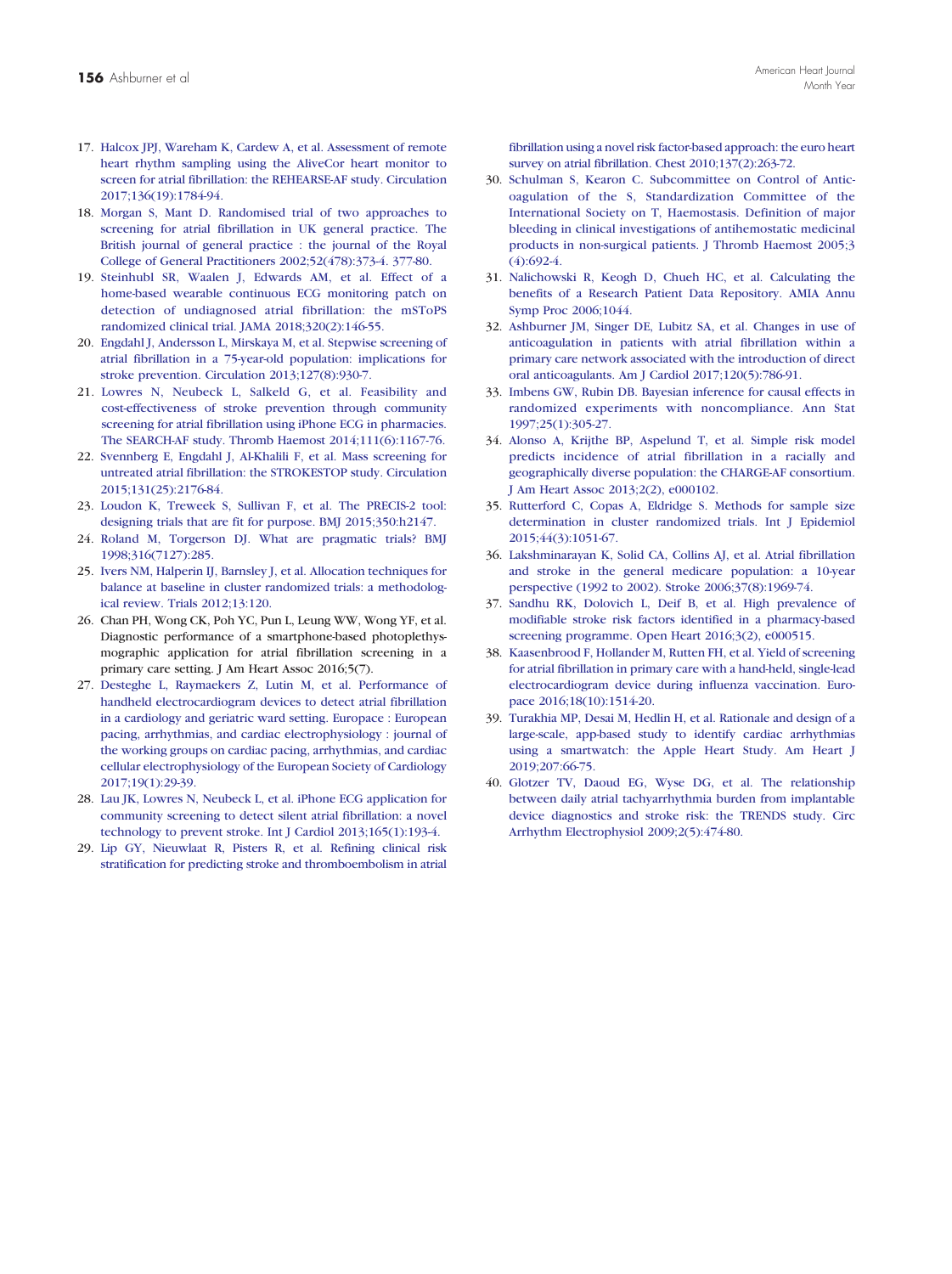17. Halcox JPJ, Wareham K, Cardew A, et al. Assessment of remote heart rhythm sampling using the AliveCor heart monitor to screen for atrial fibrillation: the REHEARSE-AF study. Circulation 2017;136(19):1784-94.
18. Morgan S, Mant D. Randomised trial of two approaches to screening for atrial fibrillation in UK general practice. The British journal of general practice : the journal of the Royal College of General Practitioners 2002;52(478):373-4. 377-80.
19. Steinhubl SR, Waalen J, Edwards AM, et al. Effect of a home-based wearable continuous ECG monitoring patch on detection of undiagnosed atrial fibrillation: the mSToPS randomized clinical trial. JAMA 2018;320(2):146-55.
20. Engdahl J, Andersson L, Mirskaya M, et al. Stepwise screening of atrial fibrillation in a 75-year-old population: implications for stroke prevention. Circulation 2013;127(8):930-7.
21. Lowres N, Neubeck L, Salkeld G, et al. Feasibility and cost-effectiveness of stroke prevention through community screening for atrial fibrillation using iPhone ECG in pharmacies. The SEARCH-AF study. Thromb Haemost 2014;111(6):1167-76.
22. Svennberg E, Engdahl J, Al-Khalili F, et al. Mass screening for untreated atrial fibrillation: the STROKESTOP study. Circulation 2015;131(25):2176-84.
23. Loudon K, Treweek S, Sullivan F, et al. The PRECIS-2 tool: designing trials that are fit for purpose. BMJ 2015;350:h2147.
24. Roland M, Torgerson DJ. What are pragmatic trials? BMJ 1998;316(7127):285.
25. Ivers NM, Halperin IJ, Barnsley J, et al. Allocation techniques for balance at baseline in cluster randomized trials: a methodological review. Trials 2012;13:120.
26. Chan PH, Wong CK, Poh YC, Pun L, Leung WW, Wong YF, et al. Diagnostic performance of a smartphone-based photoplethysmographic application for atrial fibrillation screening in a primary care setting. J Am Heart Assoc 2016;5(7).
27. Desteghe L, Raymaekers Z, Lutin M, et al. Performance of handheld electrocardiogram devices to detect atrial fibrillation in a cardiology and geriatric ward setting. Europace : European pacing, arrhythmias, and cardiac electrophysiology : journal of the working groups on cardiac pacing, arrhythmias, and cardiac cellular electrophysiology of the European Society of Cardiology 2017;19(1):29-39.
28. Lau JK, Lowres N, Neubeck L, et al. iPhone ECG application for community screening to detect silent atrial fibrillation: a novel technology to prevent stroke. Int J Cardiol 2013;165(1):193-4.
29. Lip GY, Nieuwlaat R, Pisters R, et al. Refining clinical risk stratification for predicting stroke and thromboembolism in atrial fibrillation using a novel risk factor-based approach: the euro heart survey on atrial fibrillation. Chest 2010;137(2):263-72.
30. Schulman S, Kearon C. Subcommittee on Control of Anticoagulation of the S, Standardization Committee of the International Society on T, Haemostasis. Definition of major bleeding in clinical investigations of antihemostatic medicinal products in non-surgical patients. J Thromb Haemost 2005;3(4):692-4.
31. Nalichowski R, Keogh D, Chueh HC, et al. Calculating the benefits of a Research Patient Data Repository. AMIA Annu Symp Proc 2006;1044.
32. Ashburner JM, Singer DE, Lubitz SA, et al. Changes in use of anticoagulation in patients with atrial fibrillation within a primary care network associated with the introduction of direct oral anticoagulants. Am J Cardiol 2017;120(5):786-91.
33. Imbens GW, Rubin DB. Bayesian inference for causal effects in randomized experiments with noncompliance. Ann Stat 1997;25(1):305-27.
34. Alonso A, Krijthe BP, Aspelund T, et al. Simple risk model predicts incidence of atrial fibrillation in a racially and geographically diverse population: the CHARGE-AF consortium. J Am Heart Assoc 2013;2(2), e000102.
35. Rutterford C, Copas A, Eldridge S. Methods for sample size determination in cluster randomized trials. Int J Epidemiol 2015;44(3):1051-67.
36. Lakshminarayan K, Solid CA, Collins AJ, et al. Atrial fibrillation and stroke in the general medicare population: a 10-year perspective (1992 to 2002). Stroke 2006;37(8):1969-74.
37. Sandhu RK, Dolovich L, Deif B, et al. High prevalence of modifiable stroke risk factors identified in a pharmacy-based screening programme. Open Heart 2016;3(2), e000515.
38. Kaasenbrood F, Hollander M, Rutten FH, et al. Yield of screening for atrial fibrillation in primary care with a hand-held, single-lead electrocardiogram device during influenza vaccination. Europace 2016;18(10):1514-20.
39. Turakhia MP, Desai M, Hedlin H, et al. Rationale and design of a large-scale, app-based study to identify cardiac arrhythmias using a smartwatch: the Apple Heart Study. Am Heart J 2019;207:66-75.
40. Glotzer TV, Daoud EG, Wyse DG, et al. The relationship between daily atrial tachyarrhythmia burden from implantable device diagnostics and stroke risk: the TRENDS study. Circ Arrhythm Electrophysiol 2009;2(5):474-80.